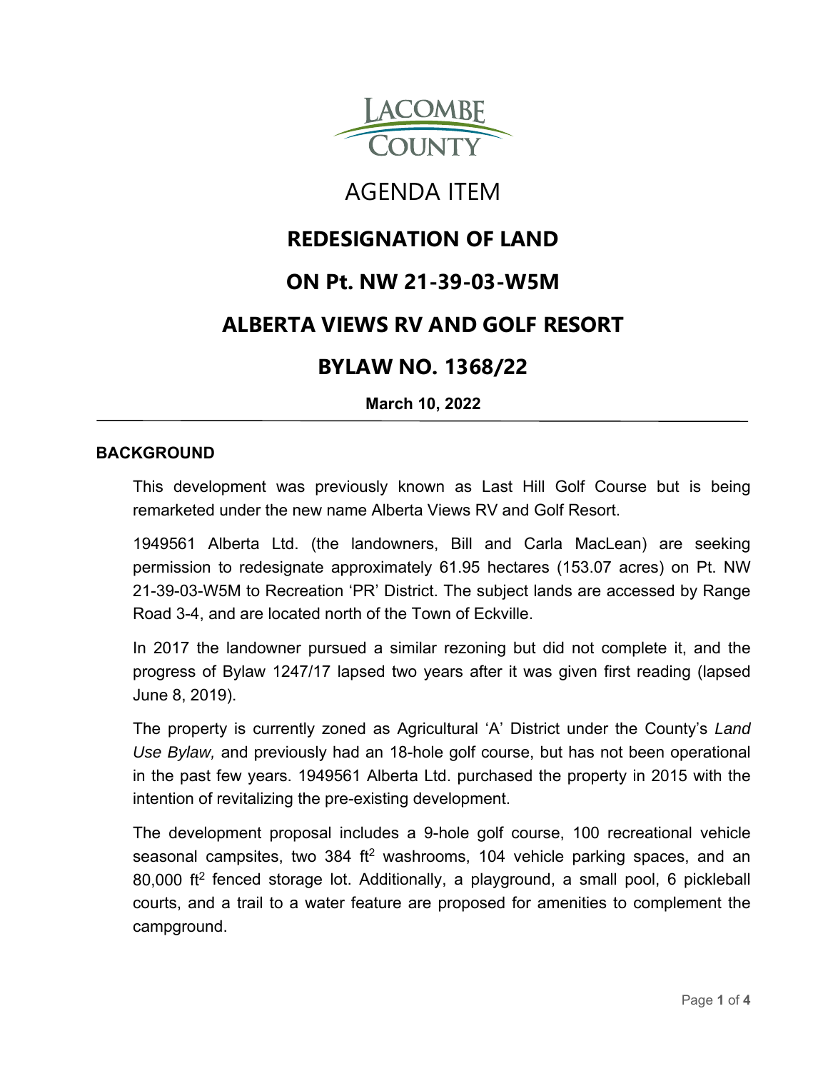LACOMBE COUNTY

# AGENDA ITEM

## REDESIGNATION OF LAND

## ON Pt. NW 21-39-03-W5M

## ALBERTA VIEWS RV AND GOLF RESORT

## BYLAW NO. 1368/22

**March 10, 2022**

---

### BACKGROUND

This development was previously known as Last Hill Golf Course but is being remarketed under the new name Alberta Views RV and Golf Resort.

1949561 Alberta Ltd. (the landowners, Bill and Carla MacLean) are seeking permission to redesignate approximately 61.95 hectares (153.07 acres) on Pt. NW 21-39-03-W5M to Recreation 'PR' District. The subject lands are accessed by Range Road 3-4, and are located north of the Town of Eckville.

In 2017 the landowner pursued a similar rezoning but did not complete it, and the progress of Bylaw 1247/17 lapsed two years after it was given first reading (lapsed June 8, 2019).

The property is currently zoned as Agricultural 'A' District under the County's *Land Use Bylaw,* and previously had an 18-hole golf course, but has not been operational in the past few years. 1949561 Alberta Ltd. purchased the property in 2015 with the intention of revitalizing the pre-existing development.

The development proposal includes a 9-hole golf course, 100 recreational vehicle seasonal campsites, two 384 $ft^2$ washrooms, 104 vehicle parking spaces, and an 80,000 $ft^2$ fenced storage lot. Additionally, a playground, a small pool, 6 pickleball courts, and a trail to a water feature are proposed for amenities to complement the campground.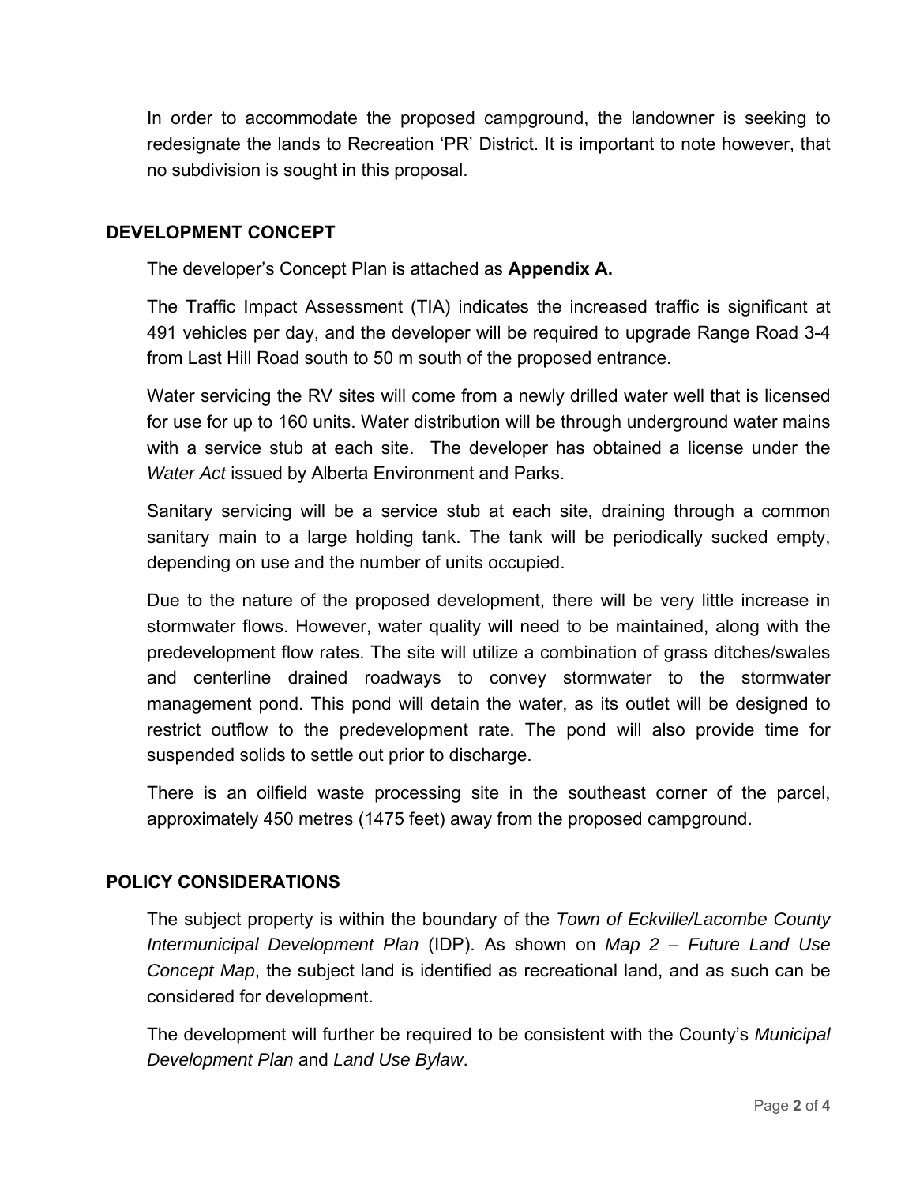In order to accommodate the proposed campground, the landowner is seeking to redesignate the lands to Recreation ‘PR’ District. It is important to note however, that no subdivision is sought in this proposal.

## DEVELOPMENT CONCEPT

The developer’s Concept Plan is attached as **Appendix A.**

The Traffic Impact Assessment (TIA) indicates the increased traffic is significant at 491 vehicles per day, and the developer will be required to upgrade Range Road 3-4 from Last Hill Road south to 50 m south of the proposed entrance.

Water servicing the RV sites will come from a newly drilled water well that is licensed for use for up to 160 units. Water distribution will be through underground water mains with a service stub at each site. The developer has obtained a license under the *Water Act* issued by Alberta Environment and Parks.

Sanitary servicing will be a service stub at each site, draining through a common sanitary main to a large holding tank. The tank will be periodically sucked empty, depending on use and the number of units occupied.

Due to the nature of the proposed development, there will be very little increase in stormwater flows. However, water quality will need to be maintained, along with the predevelopment flow rates. The site will utilize a combination of grass ditches/swales and centerline drained roadways to convey stormwater to the stormwater management pond. This pond will detain the water, as its outlet will be designed to restrict outflow to the predevelopment rate. The pond will also provide time for suspended solids to settle out prior to discharge.

There is an oilfield waste processing site in the southeast corner of the parcel, approximately 450 metres (1475 feet) away from the proposed campground.

## POLICY CONSIDERATIONS

The subject property is within the boundary of the *Town of Eckville/Lacombe County Intermunicipal Development Plan* (IDP). As shown on *Map 2 – Future Land Use Concept Map*, the subject land is identified as recreational land, and as such can be considered for development.

The development will further be required to be consistent with the County’s *Municipal Development Plan* and *Land Use Bylaw*.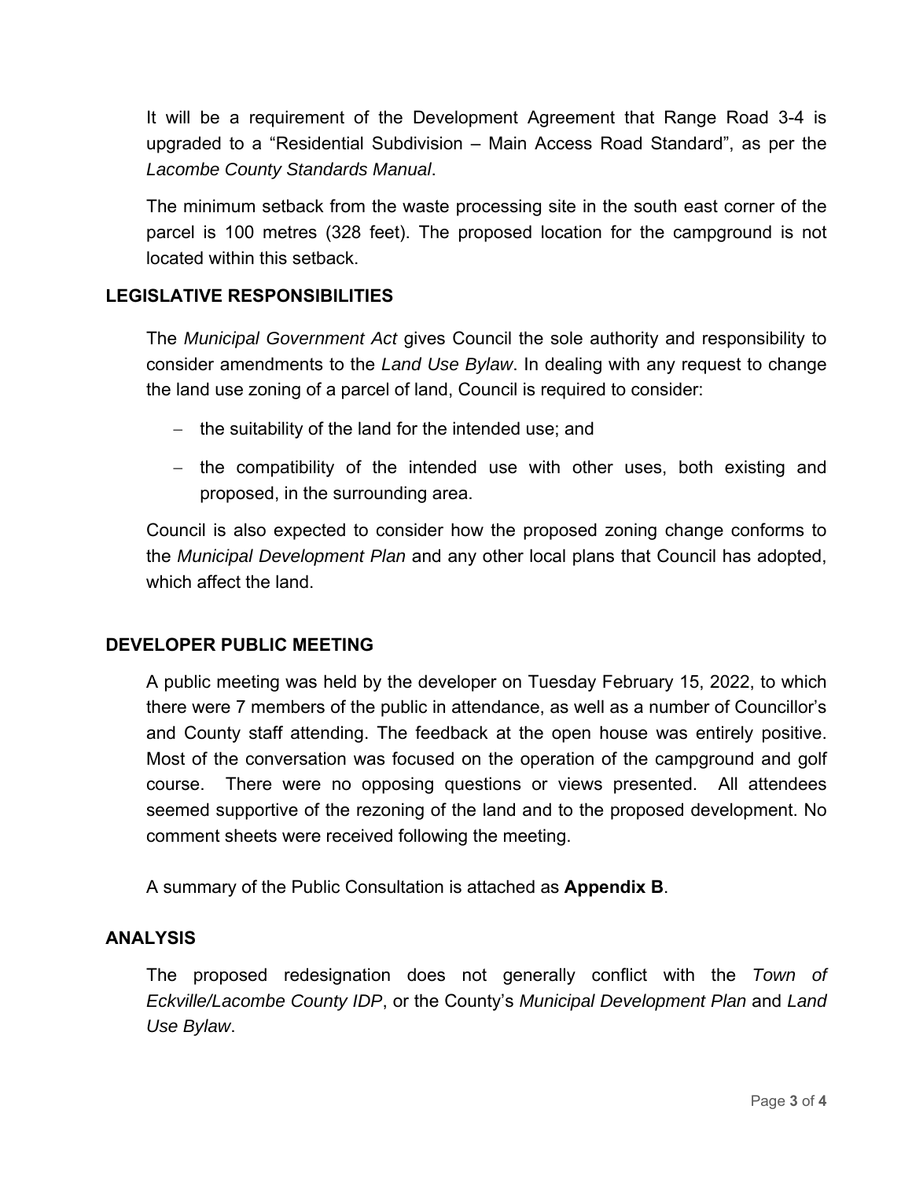It will be a requirement of the Development Agreement that Range Road 3-4 is upgraded to a "Residential Subdivision – Main Access Road Standard", as per the *Lacombe County Standards Manual*.

The minimum setback from the waste processing site in the south east corner of the parcel is 100 metres (328 feet). The proposed location for the campground is not located within this setback.

## LEGISLATIVE RESPONSIBILITIES

The *Municipal Government Act* gives Council the sole authority and responsibility to consider amendments to the *Land Use Bylaw*. In dealing with any request to change the land use zoning of a parcel of land, Council is required to consider:

- the suitability of the land for the intended use; and
- the compatibility of the intended use with other uses, both existing and proposed, in the surrounding area.

Council is also expected to consider how the proposed zoning change conforms to the *Municipal Development Plan* and any other local plans that Council has adopted, which affect the land.

## DEVELOPER PUBLIC MEETING

A public meeting was held by the developer on Tuesday February 15, 2022, to which there were 7 members of the public in attendance, as well as a number of Councillor's and County staff attending. The feedback at the open house was entirely positive. Most of the conversation was focused on the operation of the campground and golf course. There were no opposing questions or views presented. All attendees seemed supportive of the rezoning of the land and to the proposed development. No comment sheets were received following the meeting.

A summary of the Public Consultation is attached as **Appendix B**.

## ANALYSIS

The proposed redesignation does not generally conflict with the *Town of Eckville/Lacombe County IDP*, or the County's *Municipal Development Plan* and *Land Use Bylaw*.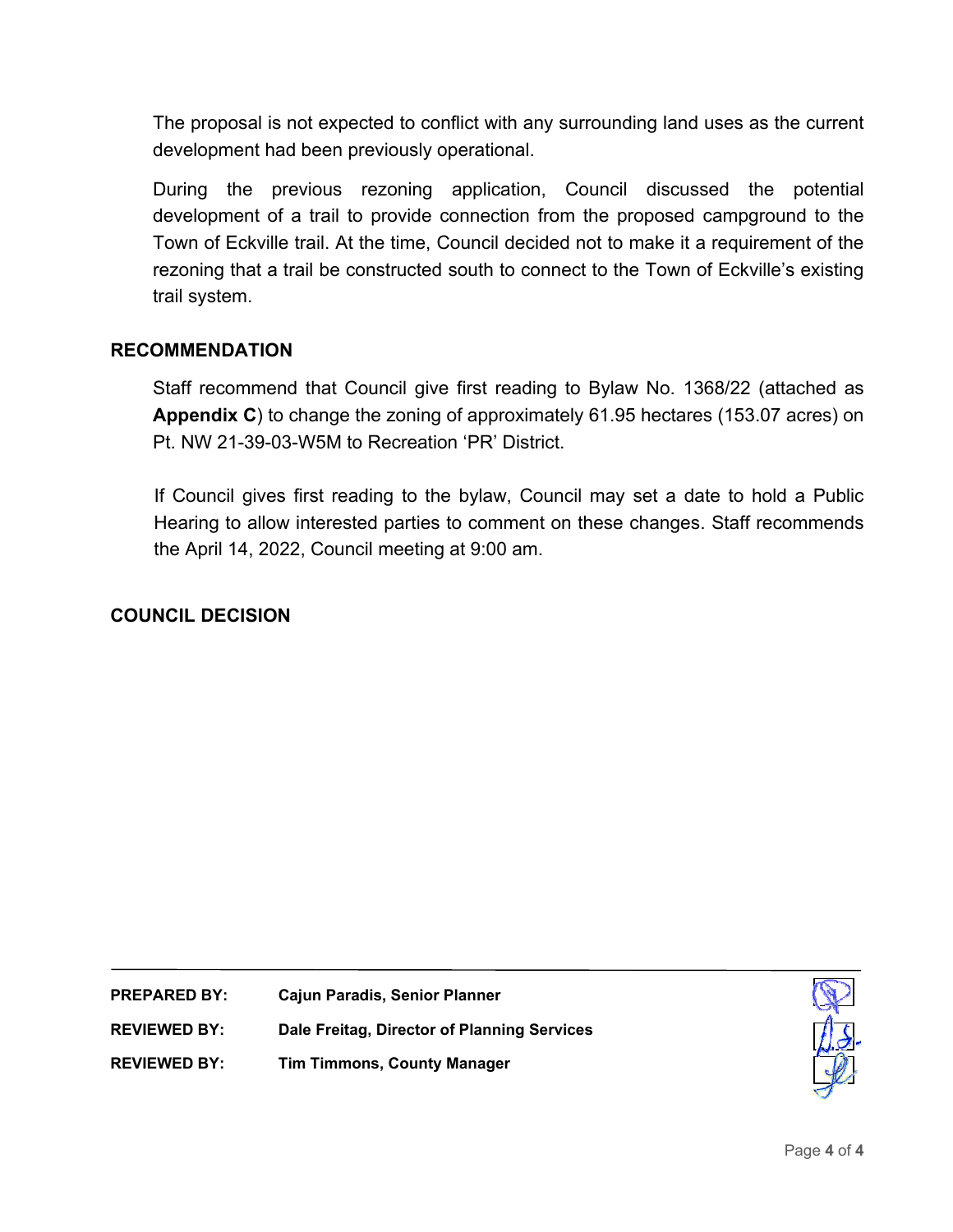The proposal is not expected to conflict with any surrounding land uses as the current development had been previously operational.

During the previous rezoning application, Council discussed the potential development of a trail to provide connection from the proposed campground to the Town of Eckville trail. At the time, Council decided not to make it a requirement of the rezoning that a trail be constructed south to connect to the Town of Eckville's existing trail system.

## RECOMMENDATION

Staff recommend that Council give first reading to Bylaw No. 1368/22 (attached as **Appendix C**) to change the zoning of approximately 61.95 hectares (153.07 acres) on Pt. NW 21-39-03-W5M to Recreation 'PR' District.

If Council gives first reading to the bylaw, Council may set a date to hold a Public Hearing to allow interested parties to comment on these changes. Staff recommends the April 14, 2022, Council meeting at 9:00 am.

## COUNCIL DECISION

---

**PREPARED BY:** **Cajun Paradis, Senior Planner**

**REVIEWED BY:** **Dale Freitag, Director of Planning Services**

**REVIEWED BY:** **Tim Timmons, County Manager**